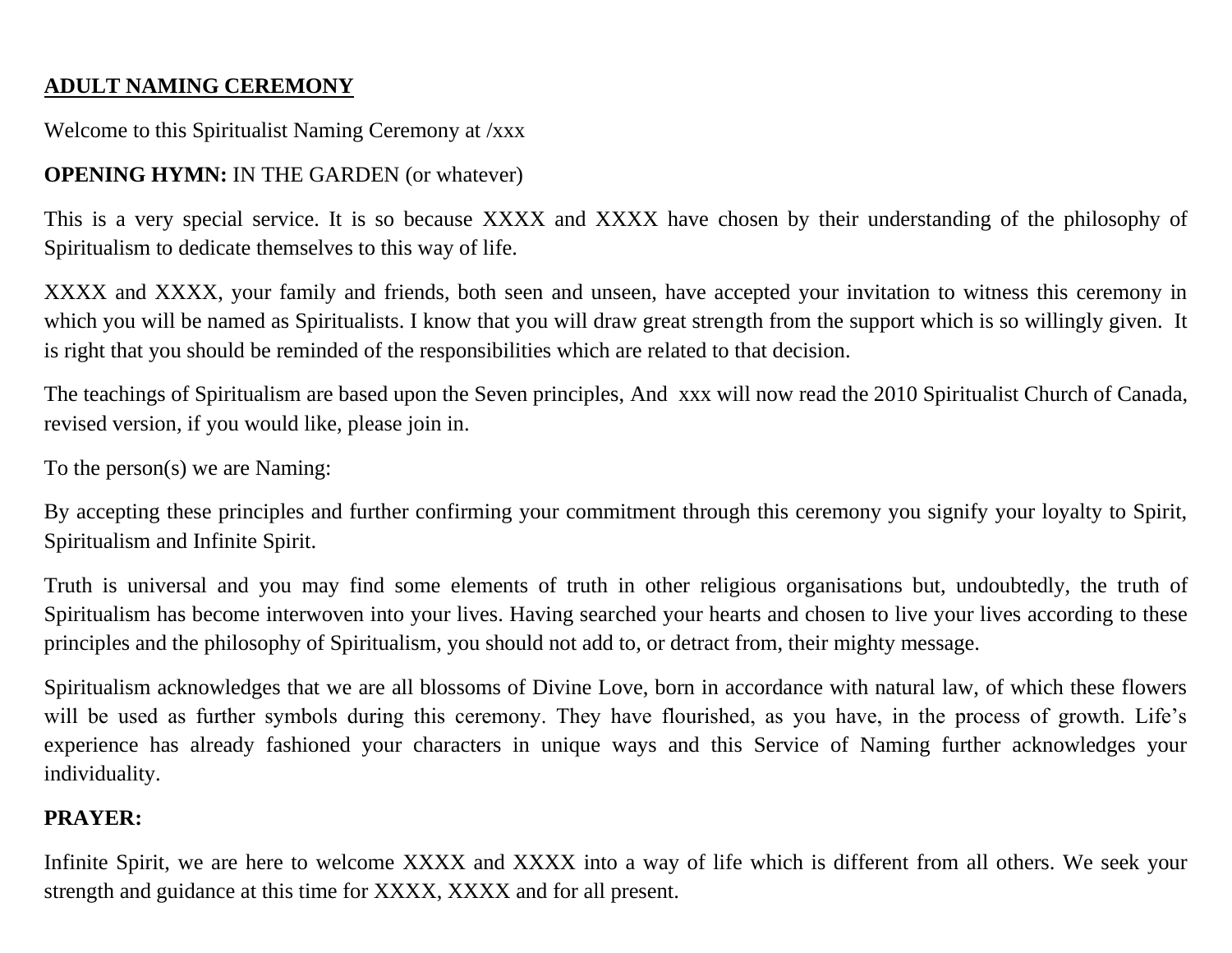**ADULT NAMING CEREMONY**

Welcome to this Spiritualist Naming Ceremony at /xxx

**OPENING HYMN:** IN THE GARDEN (or whatever)

This is a very special service. It is so because XXXX and XXXX have chosen by their understanding of the philosophy of Spiritualism to dedicate themselves to this way of life.

XXXX and XXXX, your family and friends, both seen and unseen, have accepted your invitation to witness this ceremony in which you will be named as Spiritualists. I know that you will draw great strength from the support which is so willingly given. It is right that you should be reminded of the responsibilities which are related to that decision.

The teachings of Spiritualism are based upon the Seven principles, And xxx will now read the 2010 Spiritualist Church of Canada, revised version, if you would like, please join in.

To the person(s) we are Naming:

By accepting these principles and further confirming your commitment through this ceremony you signify your loyalty to Spirit, Spiritualism and Infinite Spirit.

Truth is universal and you may find some elements of truth in other religious organisations but, undoubtedly, the truth of Spiritualism has become interwoven into your lives. Having searched your hearts and chosen to live your lives according to these principles and the philosophy of Spiritualism, you should not add to, or detract from, their mighty message.

Spiritualism acknowledges that we are all blossoms of Divine Love, born in accordance with natural law, of which these flowers will be used as further symbols during this ceremony. They have flourished, as you have, in the process of growth. Life's experience has already fashioned your characters in unique ways and this Service of Naming further acknowledges your individuality.

**PRAYER:**

Infinite Spirit, we are here to welcome XXXX and XXXX into a way of life which is different from all others. We seek your strength and guidance at this time for XXXX, XXXX and for all present.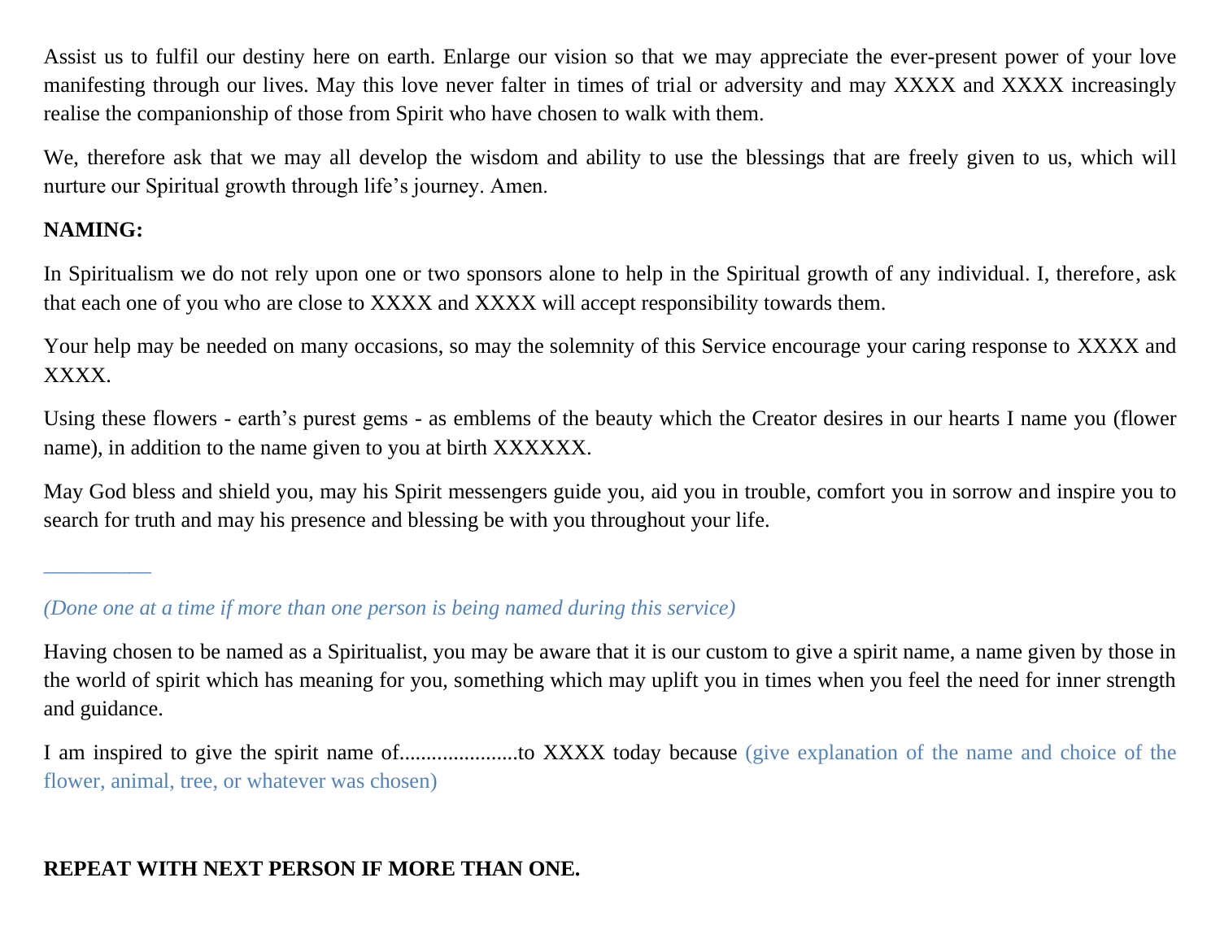Assist us to fulfil our destiny here on earth. Enlarge our vision so that we may appreciate the ever-present power of your love manifesting through our lives. May this love never falter in times of trial or adversity and may XXXX and XXXX increasingly realise the companionship of those from Spirit who have chosen to walk with them.

We, therefore ask that we may all develop the wisdom and ability to use the blessings that are freely given to us, which will nurture our Spiritual growth through life's journey. Amen.

**NAMING:**

In Spiritualism we do not rely upon one or two sponsors alone to help in the Spiritual growth of any individual. I, therefore, ask that each one of you who are close to XXXX and XXXX will accept responsibility towards them.

Your help may be needed on many occasions, so may the solemnity of this Service encourage your caring response to XXXX and XXXX.

Using these flowers - earth's purest gems - as emblems of the beauty which the Creator desires in our hearts I name you (flower name), in addition to the name given to you at birth XXXXXX.

May God bless and shield you, may his Spirit messengers guide you, aid you in trouble, comfort you in sorrow and inspire you to search for truth and may his presence and blessing be with you throughout your life.

__________

*(Done one at a time if more than one person is being named during this service)*

Having chosen to be named as a Spiritualist, you may be aware that it is our custom to give a spirit name, a name given by those in the world of spirit which has meaning for you, something which may uplift you in times when you feel the need for inner strength and guidance.

I am inspired to give the spirit name of......................to XXXX today because (give explanation of the name and choice of the flower, animal, tree, or whatever was chosen)

**REPEAT WITH NEXT PERSON IF MORE THAN ONE.**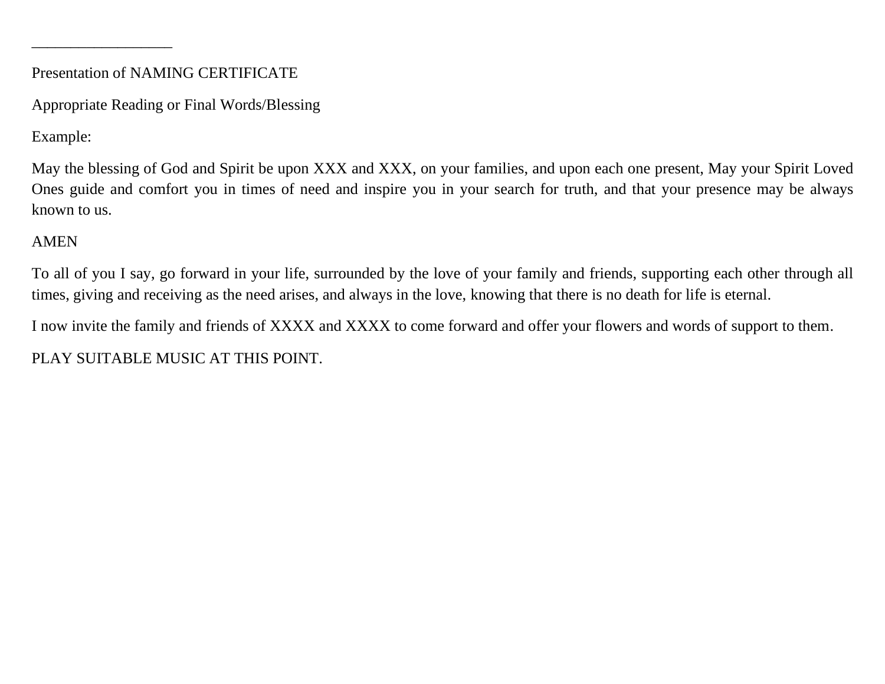\_\_\_\_\_\_\_\_\_\_\_\_\_\_\_\_\_\_\_

Presentation of NAMING CERTIFICATE

Appropriate Reading or Final Words/Blessing

Example:

May the blessing of God and Spirit be upon XXX and XXX, on your families, and upon each one present, May your Spirit Loved Ones guide and comfort you in times of need and inspire you in your search for truth, and that your presence may be always known to us.

AMEN

To all of you I say, go forward in your life, surrounded by the love of your family and friends, supporting each other through all times, giving and receiving as the need arises, and always in the love, knowing that there is no death for life is eternal.

I now invite the family and friends of XXXX and XXXX to come forward and offer your flowers and words of support to them.

PLAY SUITABLE MUSIC AT THIS POINT.